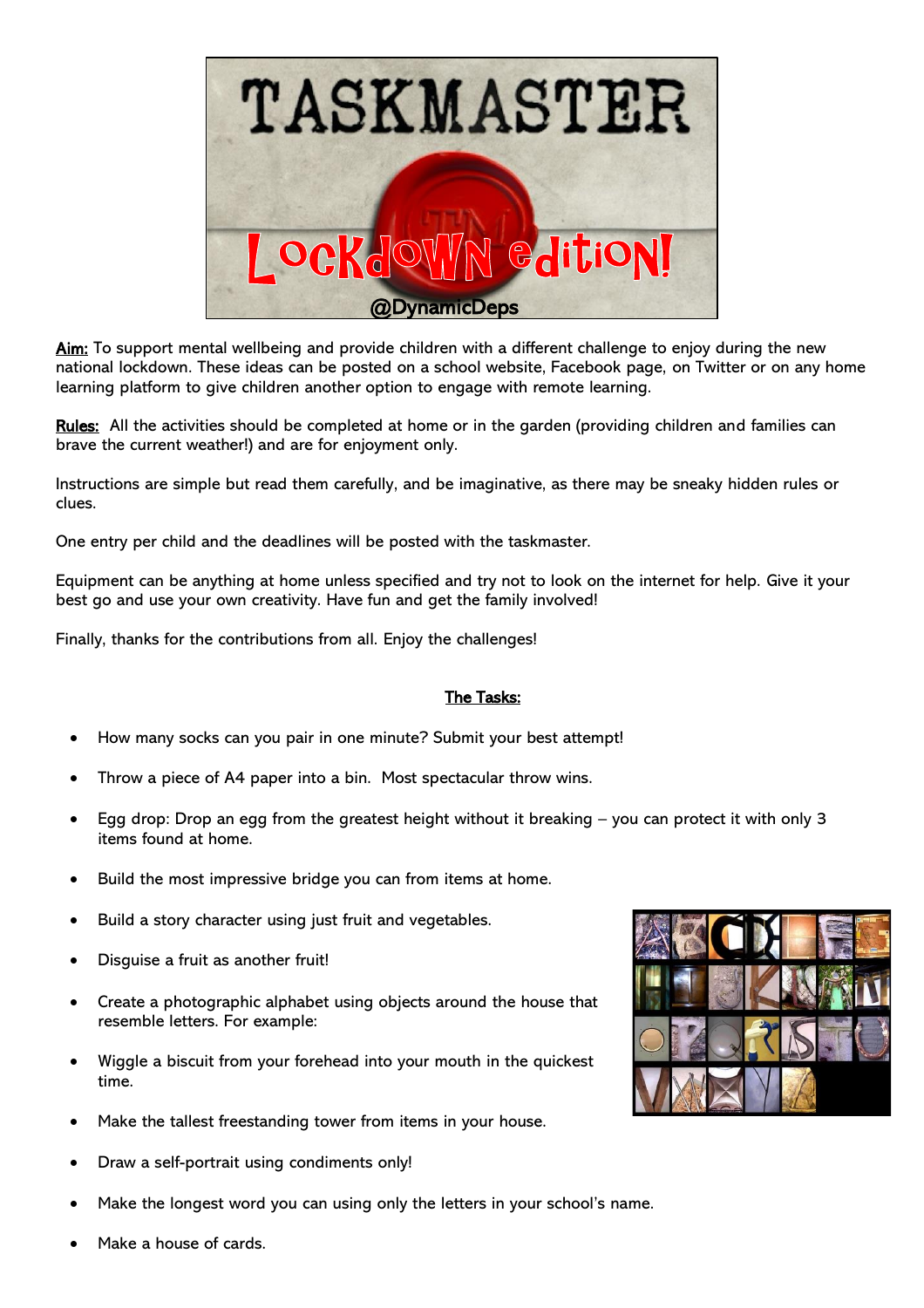# TASKMASTER

## Lockdown edition!

@DynamicDeps

**Aim:** To support mental wellbeing and provide children with a different challenge to enjoy during the new national lockdown. These ideas can be posted on a school website, Facebook page, on Twitter or on any home learning platform to give children another option to engage with remote learning.

**Rules:** All the activities should be completed at home or in the garden (providing children and families can brave the current weather!) and are for enjoyment only.

Instructions are simple but read them carefully, and be imaginative, as there may be sneaky hidden rules or clues.

One entry per child and the deadlines will be posted with the taskmaster.

Equipment can be anything at home unless specified and try not to look on the internet for help. Give it your best go and use your own creativity. Have fun and get the family involved!

Finally, thanks for the contributions from all. Enjoy the challenges!

**The Tasks:**

- How many socks can you pair in one minute? Submit your best attempt!
- Throw a piece of A4 paper into a bin. Most spectacular throw wins.
- Egg drop: Drop an egg from the greatest height without it breaking – you can protect it with only 3 items found at home.
- Build the most impressive bridge you can from items at home.
- Build a story character using just fruit and vegetables.
- Disguise a fruit as another fruit!
- Create a photographic alphabet using objects around the house that resemble letters. For example:
- Wiggle a biscuit from your forehead into your mouth in the quickest time.
- Make the tallest freestanding tower from items in your house.
- Draw a self-portrait using condiments only!
- Make the longest word you can using only the letters in your school's name.
- Make a house of cards.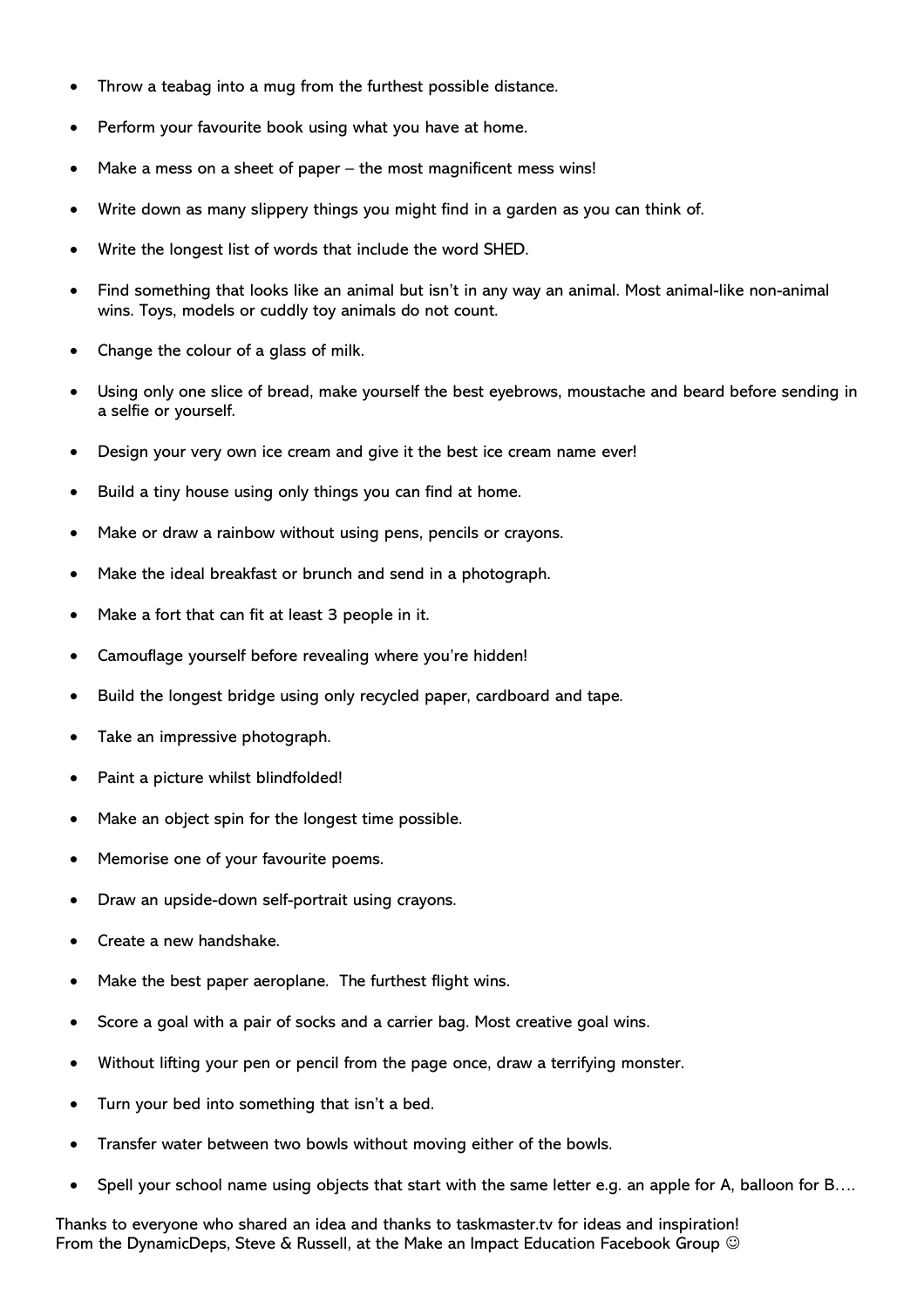- Throw a teabag into a mug from the furthest possible distance.
- Perform your favourite book using what you have at home.
- Make a mess on a sheet of paper – the most magnificent mess wins!
- Write down as many slippery things you might find in a garden as you can think of.
- Write the longest list of words that include the word SHED.
- Find something that looks like an animal but isn't in any way an animal. Most animal-like non-animal wins. Toys, models or cuddly toy animals do not count.
- Change the colour of a glass of milk.
- Using only one slice of bread, make yourself the best eyebrows, moustache and beard before sending in a selfie or yourself.
- Design your very own ice cream and give it the best ice cream name ever!
- Build a tiny house using only things you can find at home.
- Make or draw a rainbow without using pens, pencils or crayons.
- Make the ideal breakfast or brunch and send in a photograph.
- Make a fort that can fit at least 3 people in it.
- Camouflage yourself before revealing where you're hidden!
- Build the longest bridge using only recycled paper, cardboard and tape.
- Take an impressive photograph.
- Paint a picture whilst blindfolded!
- Make an object spin for the longest time possible.
- Memorise one of your favourite poems.
- Draw an upside-down self-portrait using crayons.
- Create a new handshake.
- Make the best paper aeroplane. The furthest flight wins.
- Score a goal with a pair of socks and a carrier bag. Most creative goal wins.
- Without lifting your pen or pencil from the page once, draw a terrifying monster.
- Turn your bed into something that isn't a bed.
- Transfer water between two bowls without moving either of the bowls.
- Spell your school name using objects that start with the same letter e.g. an apple for A, balloon for B….

Thanks to everyone who shared an idea and thanks to taskmaster.tv for ideas and inspiration!
From the DynamicDeps, Steve & Russell, at the Make an Impact Education Facebook Group ☺